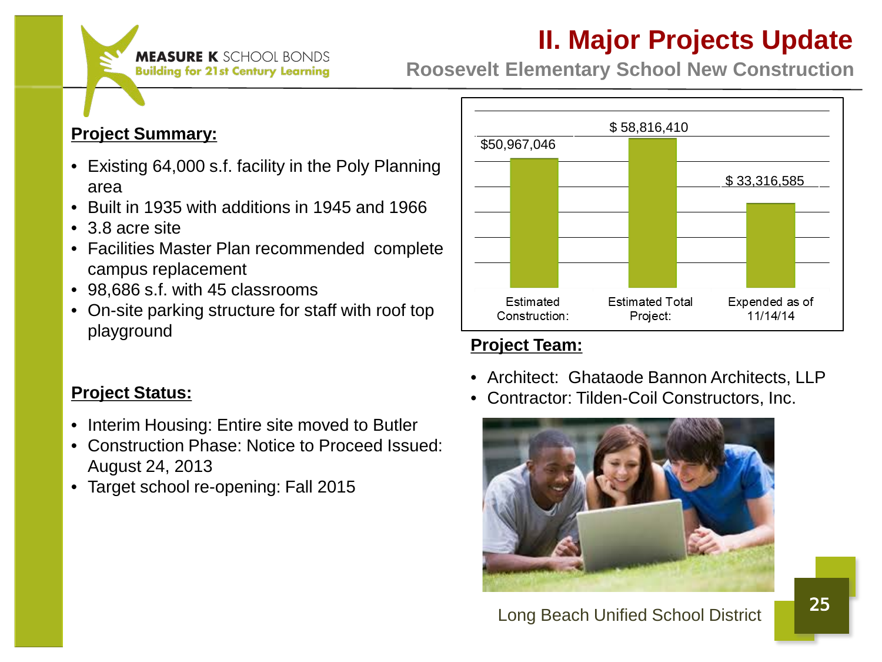MEASURE K SCHOOL BONDS
Building for 21st Century Learning

# II. Major Projects Update

## Roosevelt Elementary School New Construction

### Project Summary:

- Existing 64,000 s.f. facility in the Poly Planning area
- Built in 1935 with additions in 1945 and 1966
- 3.8 acre site
- Facilities Master Plan recommended complete campus replacement
- 98,686 s.f. with 45 classrooms
- On-site parking structure for staff with roof top playground

| Estimated Construction: | Estimated Total Project: | Expended as of 11/14/14 |
|---|---|---|
| $50,967,046 | $ 58,816,410 | $ 33,316,585 |

### Project Team:

- Architect: Ghataode Bannon Architects, LLP
- Contractor: Tilden-Coil Constructors, Inc.

### Project Status:

- Interim Housing: Entire site moved to Butler
- Construction Phase: Notice to Proceed Issued: August 24, 2013
- Target school re-opening: Fall 2015

Long Beach Unified School District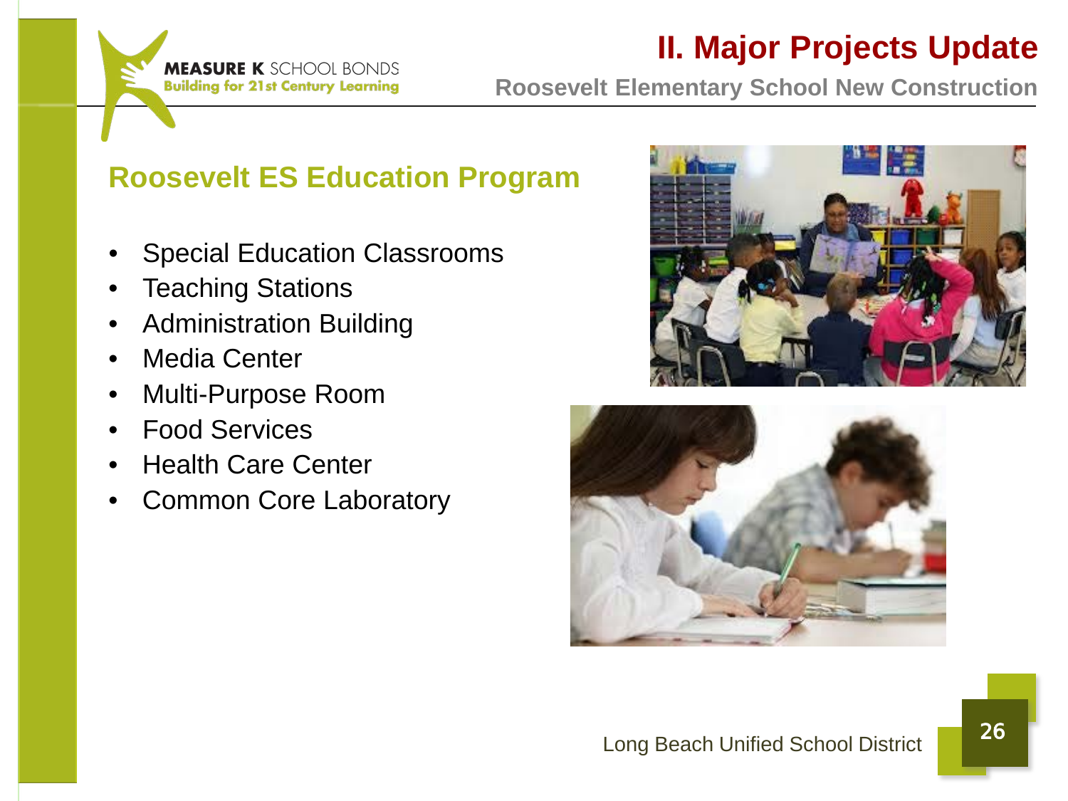# II. Major Projects Update

## Roosevelt Elementary School New Construction

### Roosevelt ES Education Program

- Special Education Classrooms
- Teaching Stations
- Administration Building
- Media Center
- Multi-Purpose Room
- Food Services
- Health Care Center
- Common Core Laboratory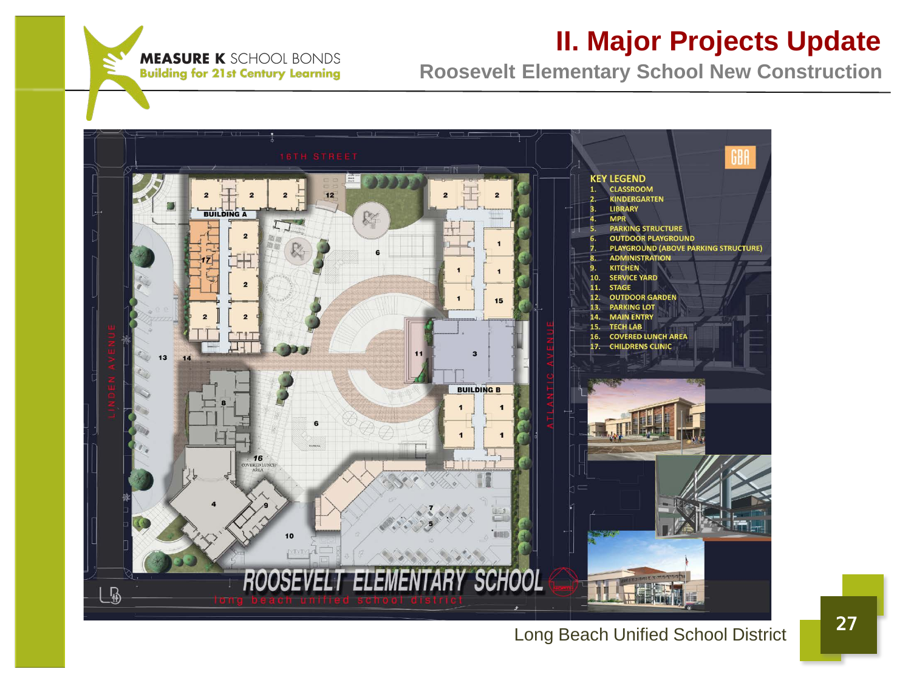MEASURE K SCHOOL BONDS
Building for 21st Century Learning

# II. Major Projects Update

## Roosevelt Elementary School New Construction

16TH STREET

LINDEN AVENUE

ATLANTIC AVENUE

BUILDING A

BUILDING B

**KEY LEGEND**

1. CLASSROOM
2. KINDERGARTEN
3. LIBRARY
4. MPR
5. PARKING STRUCTURE
6. OUTDOOR PLAYGROUND
7. PLAYGROUND (ABOVE PARKING STRUCTURE)
8. ADMINISTRATION
9. KITCHEN
10. SERVICE YARD
11. STAGE
12. OUTDOOR GARDEN
13. PARKING LOT
14. MAIN ENTRY
15. TECH LAB
16. COVERED LUNCH AREA
17. CHILDRENS CLINIC

ROOSEVELT ELEMENTARY SCHOOL
long beach unified school district

Long Beach Unified School District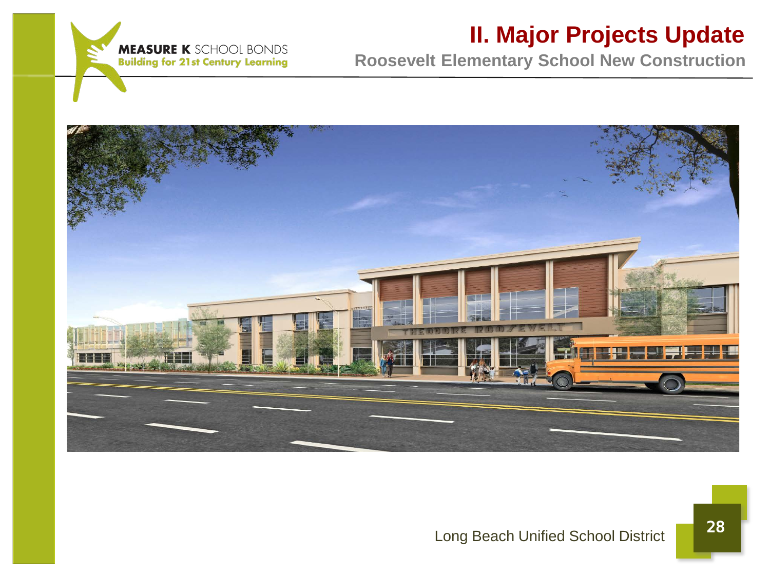# II. Major Projects Update

## Roosevelt Elementary School New Construction

MEASURE K SCHOOL BONDS
Building for 21st Century Learning

Long Beach Unified School District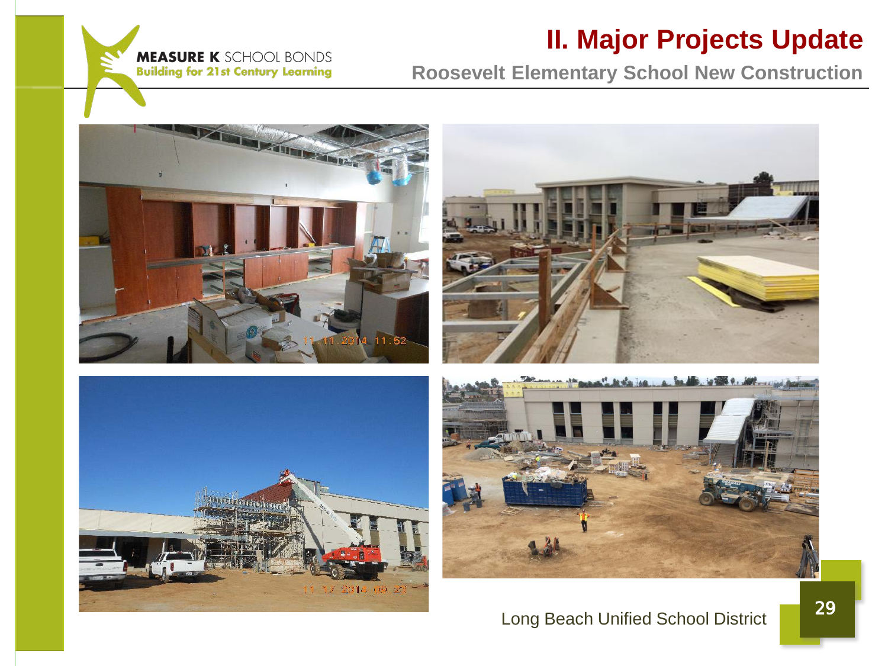MEASURE K SCHOOL BONDS
Building for 21st Century Learning

# II. Major Projects Update

## Roosevelt Elementary School New Construction

Long Beach Unified School District